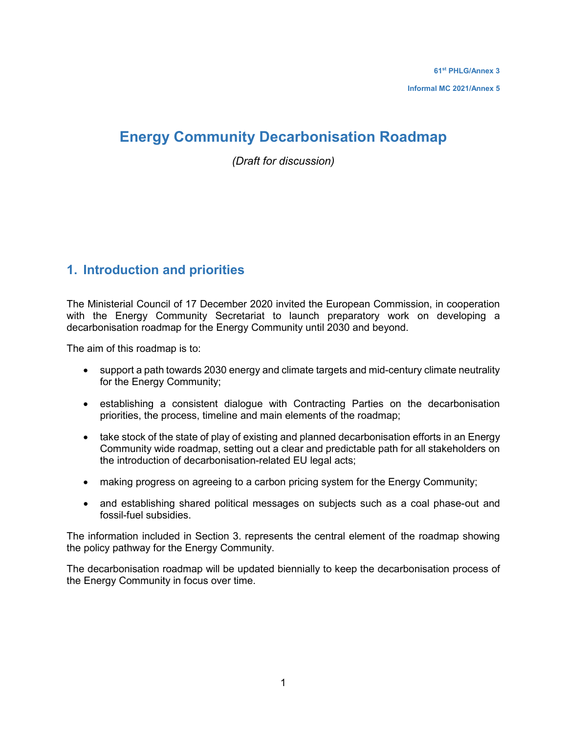61st PHLG/Annex 3

Informal MC 2021/Annex 5

# Energy Community Decarbonisation Roadmap

*(Draft for discussion)*

## 1. Introduction and priorities

The Ministerial Council of 17 December 2020 invited the European Commission, in cooperation with the Energy Community Secretariat to launch preparatory work on developing a decarbonisation roadmap for the Energy Community until 2030 and beyond.

The aim of this roadmap is to:

- support a path towards 2030 energy and climate targets and mid-century climate neutrality for the Energy Community;
- establishing a consistent dialogue with Contracting Parties on the decarbonisation priorities, the process, timeline and main elements of the roadmap;
- take stock of the state of play of existing and planned decarbonisation efforts in an Energy Community wide roadmap, setting out a clear and predictable path for all stakeholders on the introduction of decarbonisation-related EU legal acts;
- making progress on agreeing to a carbon pricing system for the Energy Community;
- and establishing shared political messages on subjects such as a coal phase-out and fossil-fuel subsidies.

The information included in Section 3. represents the central element of the roadmap showing the policy pathway for the Energy Community.

The decarbonisation roadmap will be updated biennially to keep the decarbonisation process of the Energy Community in focus over time.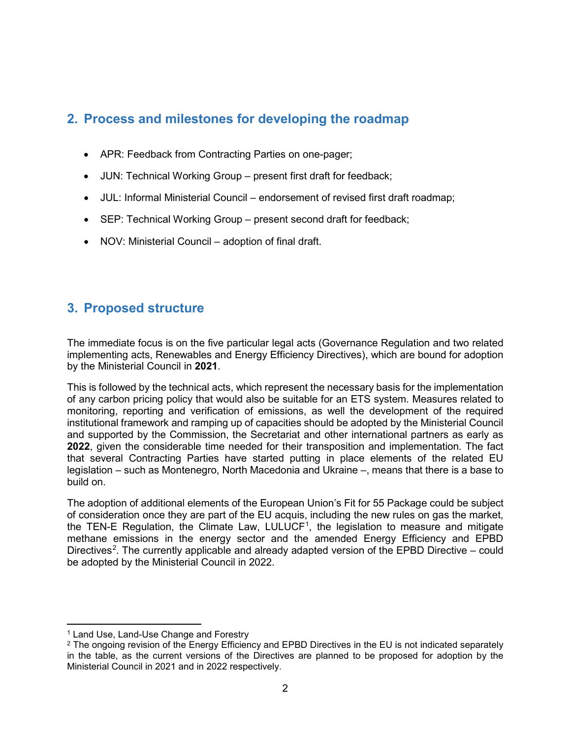## 2. Process and milestones for developing the roadmap

- APR: Feedback from Contracting Parties on one-pager;
- JUN: Technical Working Group – present first draft for feedback;
- JUL: Informal Ministerial Council – endorsement of revised first draft roadmap;
- SEP: Technical Working Group – present second draft for feedback;
- NOV: Ministerial Council – adoption of final draft.

## 3. Proposed structure

The immediate focus is on the five particular legal acts (Governance Regulation and two related implementing acts, Renewables and Energy Efficiency Directives), which are bound for adoption by the Ministerial Council in **2021**.

This is followed by the technical acts, which represent the necessary basis for the implementation of any carbon pricing policy that would also be suitable for an ETS system. Measures related to monitoring, reporting and verification of emissions, as well the development of the required institutional framework and ramping up of capacities should be adopted by the Ministerial Council and supported by the Commission, the Secretariat and other international partners as early as **2022**, given the considerable time needed for their transposition and implementation. The fact that several Contracting Parties have started putting in place elements of the related EU legislation – such as Montenegro, North Macedonia and Ukraine –, means that there is a base to build on.

The adoption of additional elements of the European Union's Fit for 55 Package could be subject of consideration once they are part of the EU acquis, including the new rules on gas the market, the TEN-E Regulation, the Climate Law, LULUCF[1], the legislation to measure and mitigate methane emissions in the energy sector and the amended Energy Efficiency and EPBD Directives[2]. The currently applicable and already adapted version of the EPBD Directive – could be adopted by the Ministerial Council in 2022.

---

[1] Land Use, Land-Use Change and Forestry

[2] The ongoing revision of the Energy Efficiency and EPBD Directives in the EU is not indicated separately in the table, as the current versions of the Directives are planned to be proposed for adoption by the Ministerial Council in 2021 and in 2022 respectively.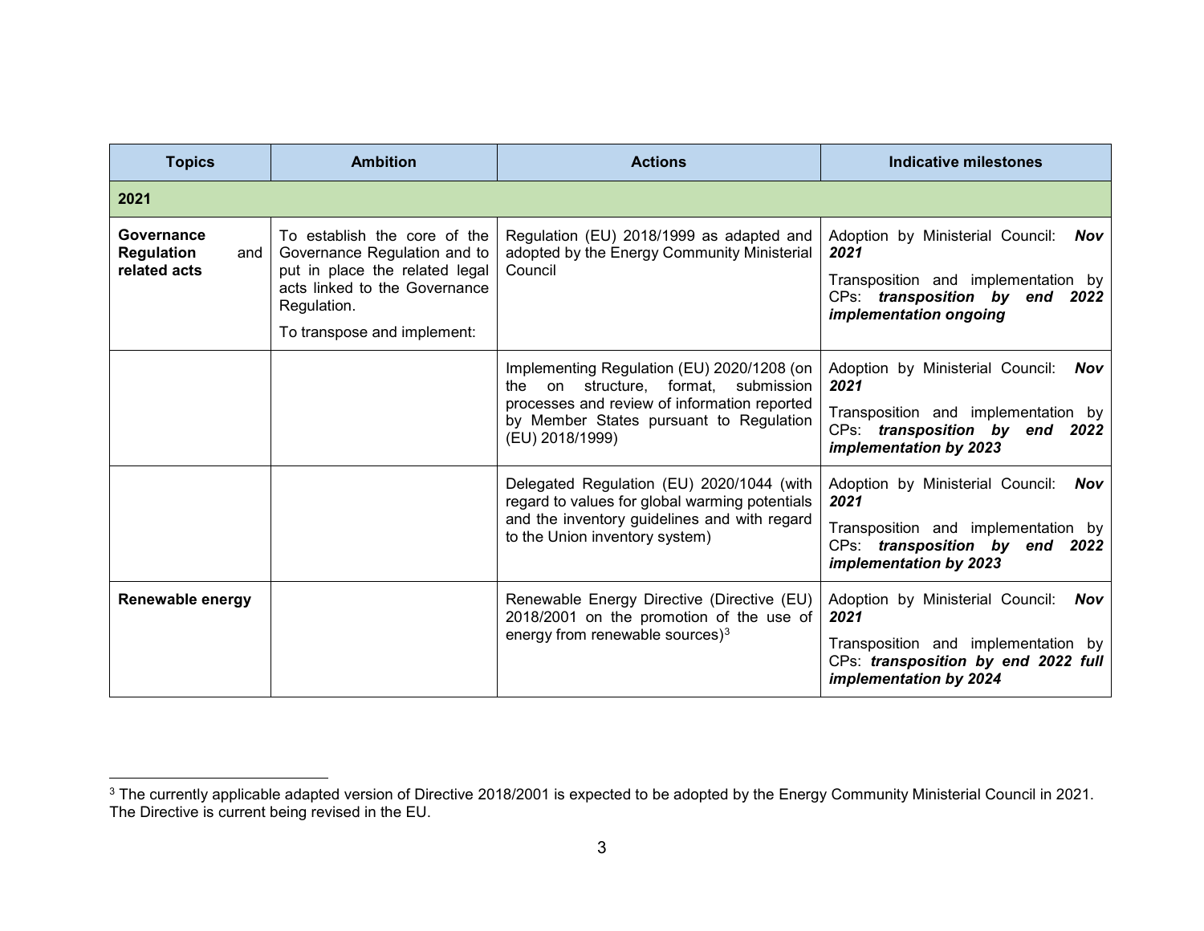| Topics | Ambition | Actions | Indicative milestones |
|---|---|---|---|
| **2021** | | | |
| **Governance Regulation and related acts** | To establish the core of the Governance Regulation and to put in place the related legal acts linked to the Governance Regulation.<br><br>To transpose and implement: | Regulation (EU) 2018/1999 as adapted and adopted by the Energy Community Ministerial Council | Adoption by Ministerial Council: ***Nov 2021***<br><br>Transposition and implementation by CPs: ***transposition by end 2022 implementation ongoing*** |
| | | Implementing Regulation (EU) 2020/1208 (on the on structure, format, submission processes and review of information reported by Member States pursuant to Regulation (EU) 2018/1999) | Adoption by Ministerial Council: ***Nov 2021***<br><br>Transposition and implementation by CPs: ***transposition by end 2022 implementation by 2023*** |
| | | Delegated Regulation (EU) 2020/1044 (with regard to values for global warming potentials and the inventory guidelines and with regard to the Union inventory system) | Adoption by Ministerial Council: ***Nov 2021***<br><br>Transposition and implementation by CPs: ***transposition by end 2022 implementation by 2023*** |
| **Renewable energy** | | Renewable Energy Directive (Directive (EU) 2018/2001 on the promotion of the use of energy from renewable sources)[3] | Adoption by Ministerial Council: ***Nov 2021***<br><br>Transposition and implementation by CPs: ***transposition by end 2022 full implementation by 2024*** |

[3] The currently applicable adapted version of Directive 2018/2001 is expected to be adopted by the Energy Community Ministerial Council in 2021. The Directive is current being revised in the EU.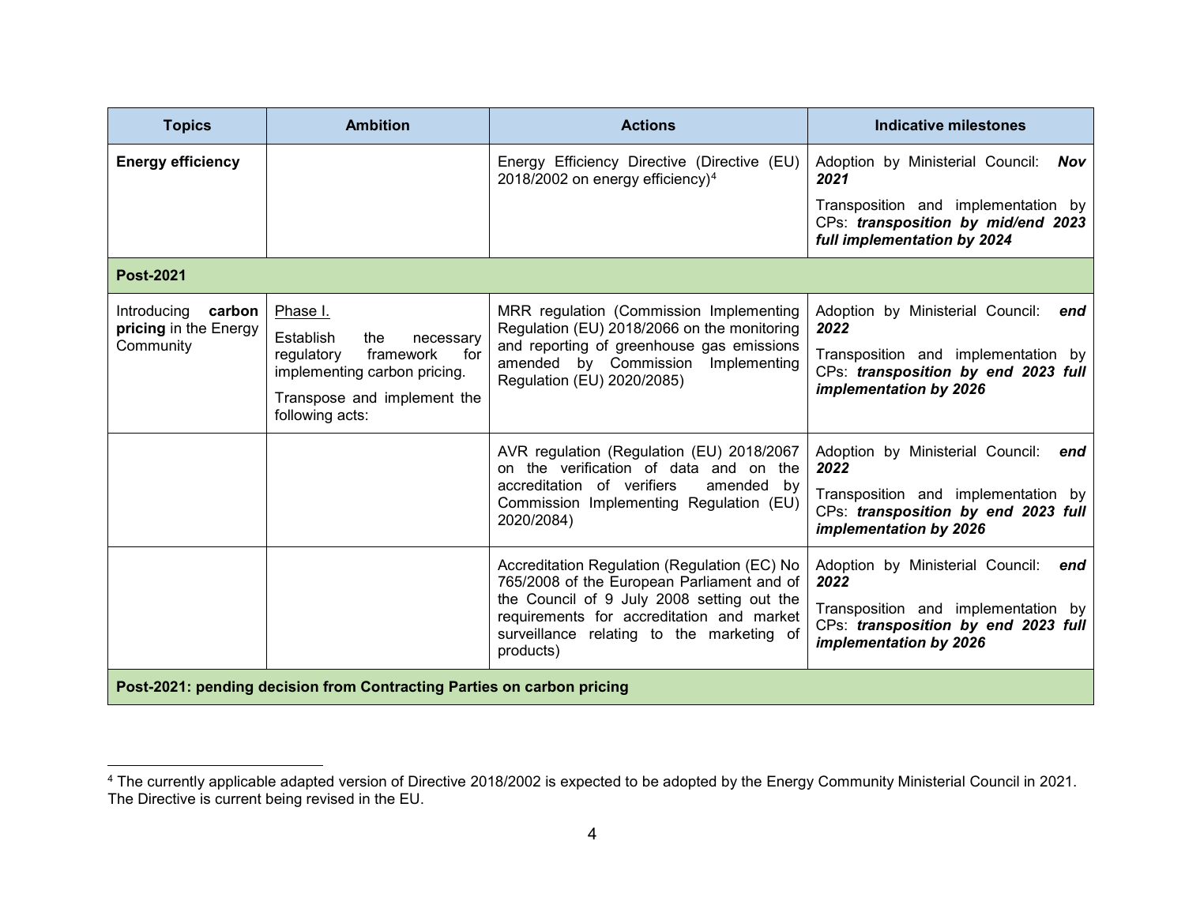| Topics | Ambition | Actions | Indicative milestones |
|---|---|---|---|
| **Energy efficiency** | | Energy Efficiency Directive (Directive (EU) 2018/2002 on energy efficiency)[4] | Adoption by Ministerial Council: ***Nov 2021***<br>Transposition and implementation by CPs: ***transposition by mid/end 2023 full implementation by 2024*** |
| **Post-2021** | | | |
| Introducing **carbon pricing** in the Energy Community | Phase I.<br>Establish the necessary regulatory framework for implementing carbon pricing.<br>Transpose and implement the following acts: | MRR regulation (Commission Implementing Regulation (EU) 2018/2066 on the monitoring and reporting of greenhouse gas emissions amended by Commission Implementing Regulation (EU) 2020/2085) | Adoption by Ministerial Council: ***end 2022***<br>Transposition and implementation by CPs: ***transposition by end 2023 full implementation by 2026*** |
| | | AVR regulation (Regulation (EU) 2018/2067 on the verification of data and on the accreditation of verifiers amended by Commission Implementing Regulation (EU) 2020/2084) | Adoption by Ministerial Council: ***end 2022***<br>Transposition and implementation by CPs: ***transposition by end 2023 full implementation by 2026*** |
| | | Accreditation Regulation (Regulation (EC) No 765/2008 of the European Parliament and of the Council of 9 July 2008 setting out the requirements for accreditation and market surveillance relating to the marketing of products) | Adoption by Ministerial Council: ***end 2022***<br>Transposition and implementation by CPs: ***transposition by end 2023 full implementation by 2026*** |
| **Post-2021: pending decision from Contracting Parties on carbon pricing** | | | |

[4] The currently applicable adapted version of Directive 2018/2002 is expected to be adopted by the Energy Community Ministerial Council in 2021. The Directive is current being revised in the EU.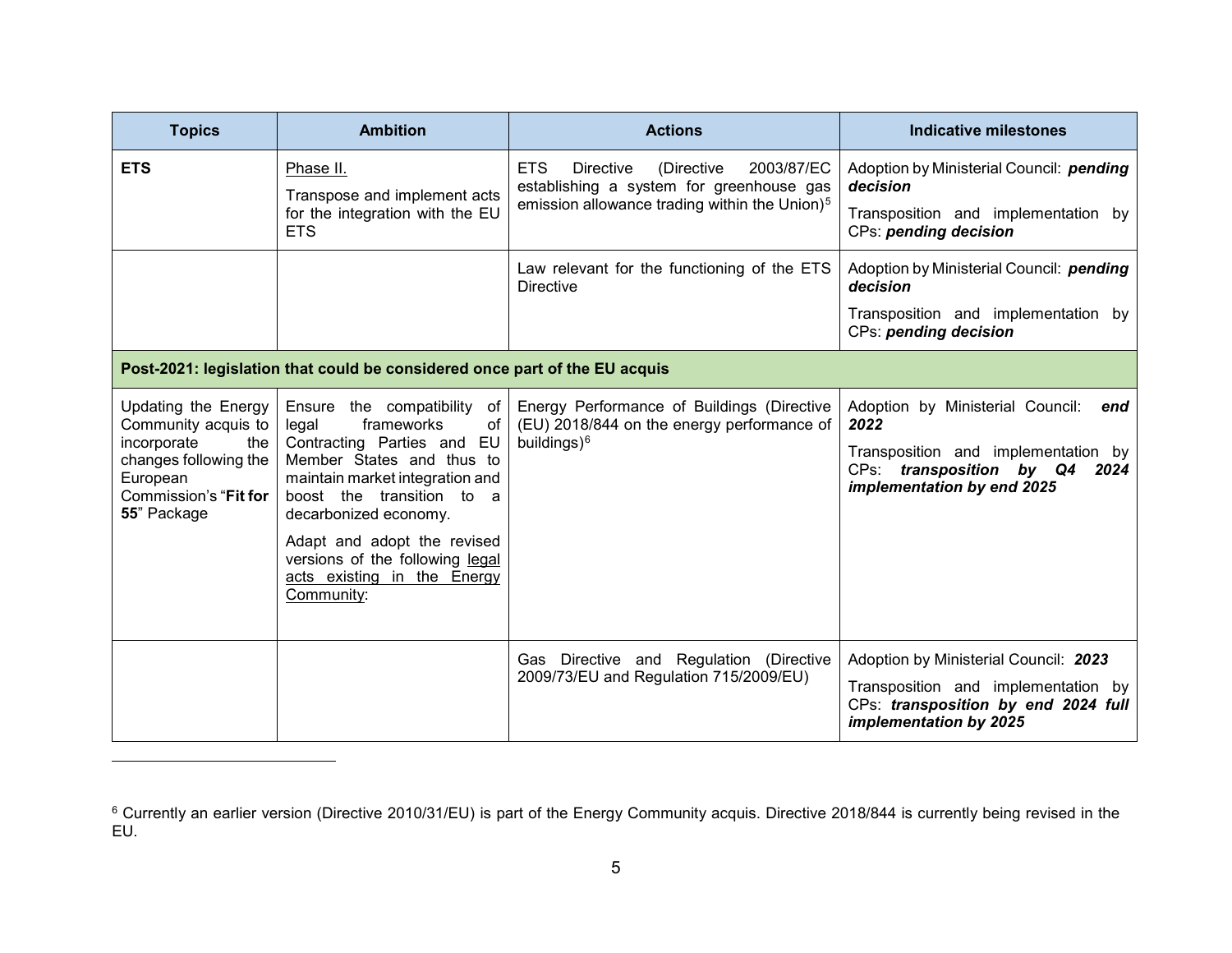| Topics | Ambition | Actions | Indicative milestones |
|---|---|---|---|
| **ETS** | Phase II.<br><br>Transpose and implement acts for the integration with the EU ETS | ETS Directive (Directive 2003/87/EC establishing a system for greenhouse gas emission allowance trading within the Union)[5] | Adoption by Ministerial Council: ***pending decision***<br><br>Transposition and implementation by CPs: ***pending decision*** |
| | | Law relevant for the functioning of the ETS Directive | Adoption by Ministerial Council: ***pending decision***<br><br>Transposition and implementation by CPs: ***pending decision*** |
| **Post-2021: legislation that could be considered once part of the EU acquis** | | | |
| Updating the Energy Community acquis to incorporate the changes following the European Commission's "**Fit for 55**" Package | Ensure the compatibility of legal frameworks of Contracting Parties and EU Member States and thus to maintain market integration and boost the transition to a decarbonized economy.<br><br>Adapt and adopt the revised versions of the following legal acts existing in the Energy Community: | Energy Performance of Buildings (Directive (EU) 2018/844 on the energy performance of buildings)[6] | Adoption by Ministerial Council: ***end 2022***<br><br>Transposition and implementation by CPs: ***transposition by Q4 2024 implementation by end 2025*** |
| | | Gas Directive and Regulation (Directive 2009/73/EU and Regulation 715/2009/EU) | Adoption by Ministerial Council: ***2023***<br><br>Transposition and implementation by CPs: ***transposition by end 2024 full implementation by 2025*** |

[6] Currently an earlier version (Directive 2010/31/EU) is part of the Energy Community acquis. Directive 2018/844 is currently being revised in the EU.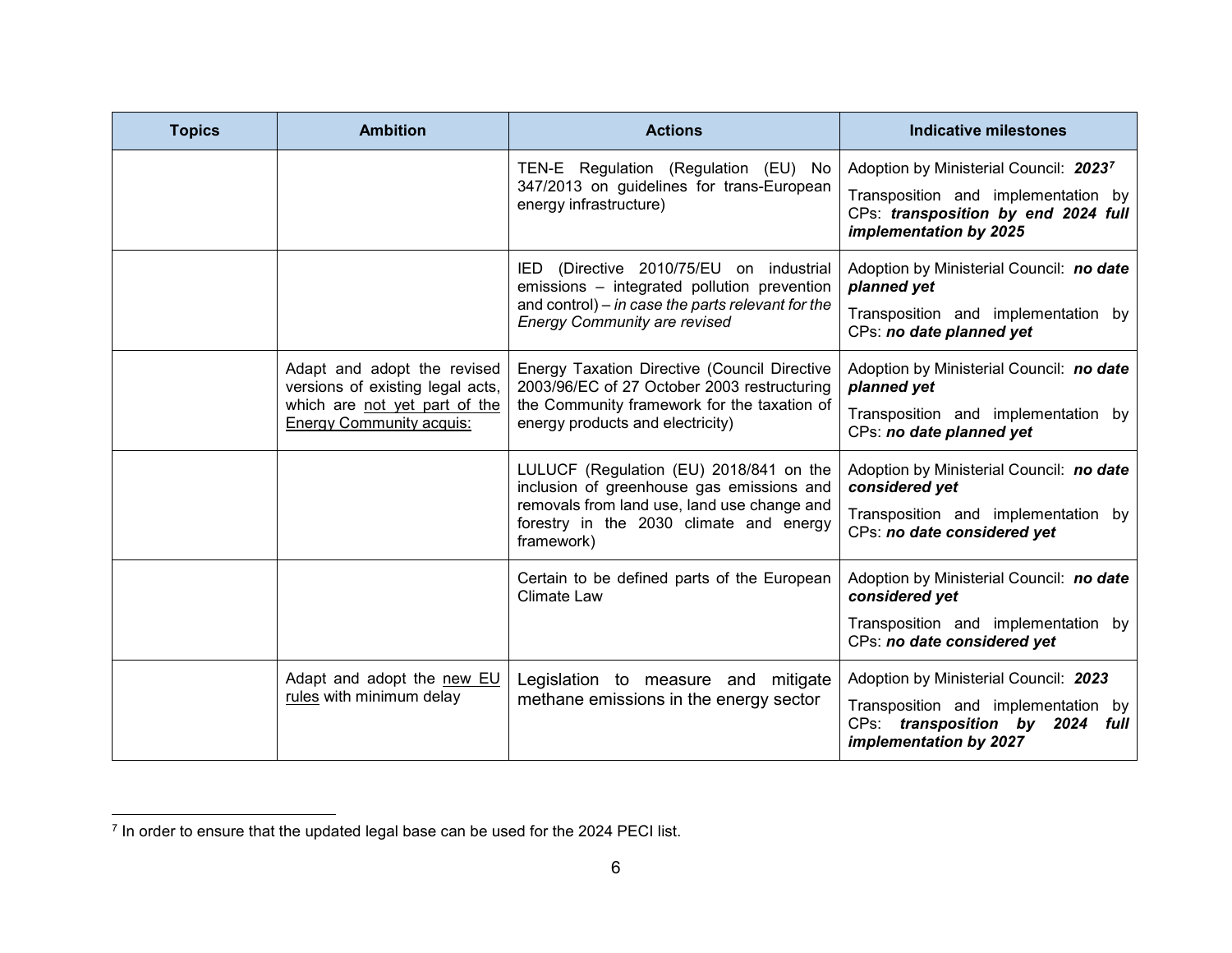| Topics | Ambition | Actions | Indicative milestones |
|---|---|---|---|
| | | TEN-E Regulation (Regulation (EU) No 347/2013 on guidelines for trans-European energy infrastructure) | Adoption by Ministerial Council: ***2023***[7]<br>Transposition and implementation by CPs: ***transposition by end 2024 full implementation by 2025*** |
| | | IED (Directive 2010/75/EU on industrial emissions – integrated pollution prevention and control) – *in case the parts relevant for the Energy Community are revised* | Adoption by Ministerial Council: ***no date planned yet***<br>Transposition and implementation by CPs: ***no date planned yet*** |
| | Adapt and adopt the revised versions of existing legal acts, which are <u>not yet part of the Energy Community acquis:</u> | Energy Taxation Directive (Council Directive 2003/96/EC of 27 October 2003 restructuring the Community framework for the taxation of energy products and electricity) | Adoption by Ministerial Council: ***no date planned yet***<br>Transposition and implementation by CPs: ***no date planned yet*** |
| | | LULUCF (Regulation (EU) 2018/841 on the inclusion of greenhouse gas emissions and removals from land use, land use change and forestry in the 2030 climate and energy framework) | Adoption by Ministerial Council: ***no date considered yet***<br>Transposition and implementation by CPs: ***no date considered yet*** |
| | | Certain to be defined parts of the European Climate Law | Adoption by Ministerial Council: ***no date considered yet***<br>Transposition and implementation by CPs: ***no date considered yet*** |
| | Adapt and adopt the <u>new EU rules</u> with minimum delay | Legislation to measure and mitigate methane emissions in the energy sector | Adoption by Ministerial Council: ***2023***<br>Transposition and implementation by CPs: ***transposition by 2024 full implementation by 2027*** |

[7] In order to ensure that the updated legal base can be used for the 2024 PECI list.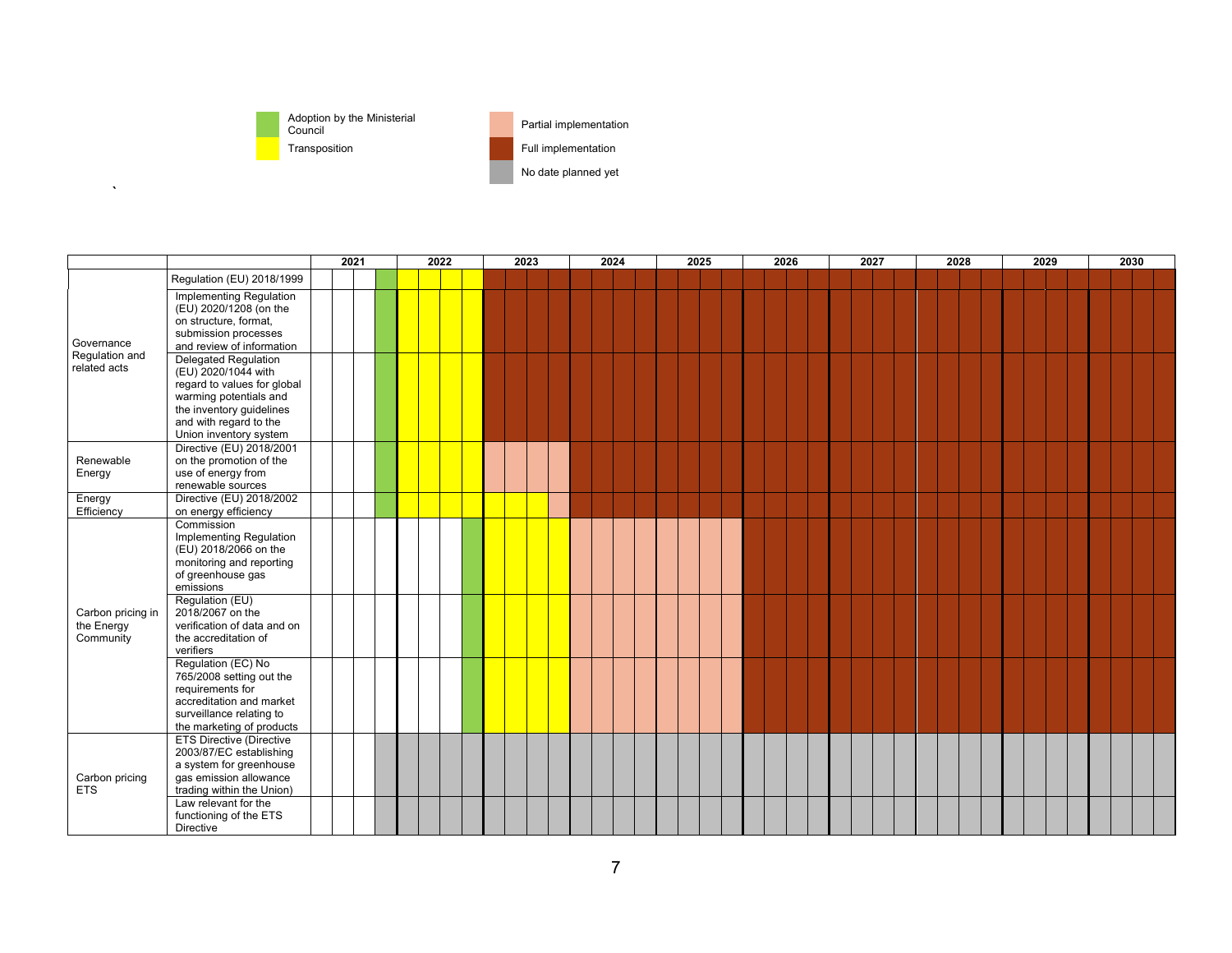- Adoption by the Ministerial Council (A)
- Transposition (T)
- Partial implementation (P)
- Full implementation (F)
- No date planned yet (N)

Each year below is divided into four periods, shown left to right. A dash (–) marks an empty period. The letter codes are those given in the legend above.

| | | 2021 | 2022 | 2023 | 2024 | 2025 | 2026 | 2027 | 2028 | 2029 | 2030 |
|---|---|---|---|---|---|---|---|---|---|---|---|
| Governance Regulation and related acts | Regulation (EU) 2018/1999 | – – – A | T T T T | F F F F | F F F F | F F F F | F F F F | F F F F | F F F F | F F F F | F F F F |
| | Implementing Regulation (EU) 2020/1208 (on the on structure, format, submission processes and review of information | – – – A | T T T T | F F F F | F F F F | F F F F | F F F F | F F F F | F F F F | F F F F | F F F F |
| | Delegated Regulation (EU) 2020/1044 with regard to values for global warming potentials and the inventory guidelines and with regard to the Union inventory system | – – – A | T T T T | F F F F | F F F F | F F F F | F F F F | F F F F | F F F F | F F F F | F F F F |
| Renewable Energy | Directive (EU) 2018/2001 on the promotion of the use of energy from renewable sources | – – – A | T T T T | P P P P | F F F F | F F F F | F F F F | F F F F | F F F F | F F F F | F F F F |
| Energy Efficiency | Directive (EU) 2018/2002 on energy efficiency | – – – A | T T T T | T T T P | F F F F | F F F F | F F F F | F F F F | F F F F | F F F F | F F F F |
| Carbon pricing in the Energy Community | Commission Implementing Regulation (EU) 2018/2066 on the monitoring and reporting of greenhouse gas emissions | – – – – | – – – A | T T T T | P P P P | P P P P | F F F F | F F F F | F F F F | F F F F | F F F F |
| | Regulation (EU) 2018/2067 on the verification of data and on the accreditation of verifiers | – – – – | – – – A | T T T T | P P P P | P P P P | F F F F | F F F F | F F F F | F F F F | F F F F |
| | Regulation (EC) No 765/2008 setting out the requirements for accreditation and market surveillance relating to the marketing of products | – – – – | – – – A | T T T T | P P P P | P P P P | F F F F | F F F F | F F F F | F F F F | F F F F |
| Carbon pricing ETS | ETS Directive (Directive 2003/87/EC establishing a system for greenhouse gas emission allowance trading within the Union) | – – – N | N N N N | N N N N | N N N N | N N N N | N N N N | N N N N | N N N N | N N N N | N N N N |
| | Law relevant for the functioning of the ETS Directive | – – – N | N N N N | N N N N | N N N N | N N N N | N N N N | N N N N | N N N N | N N N N | N N N N |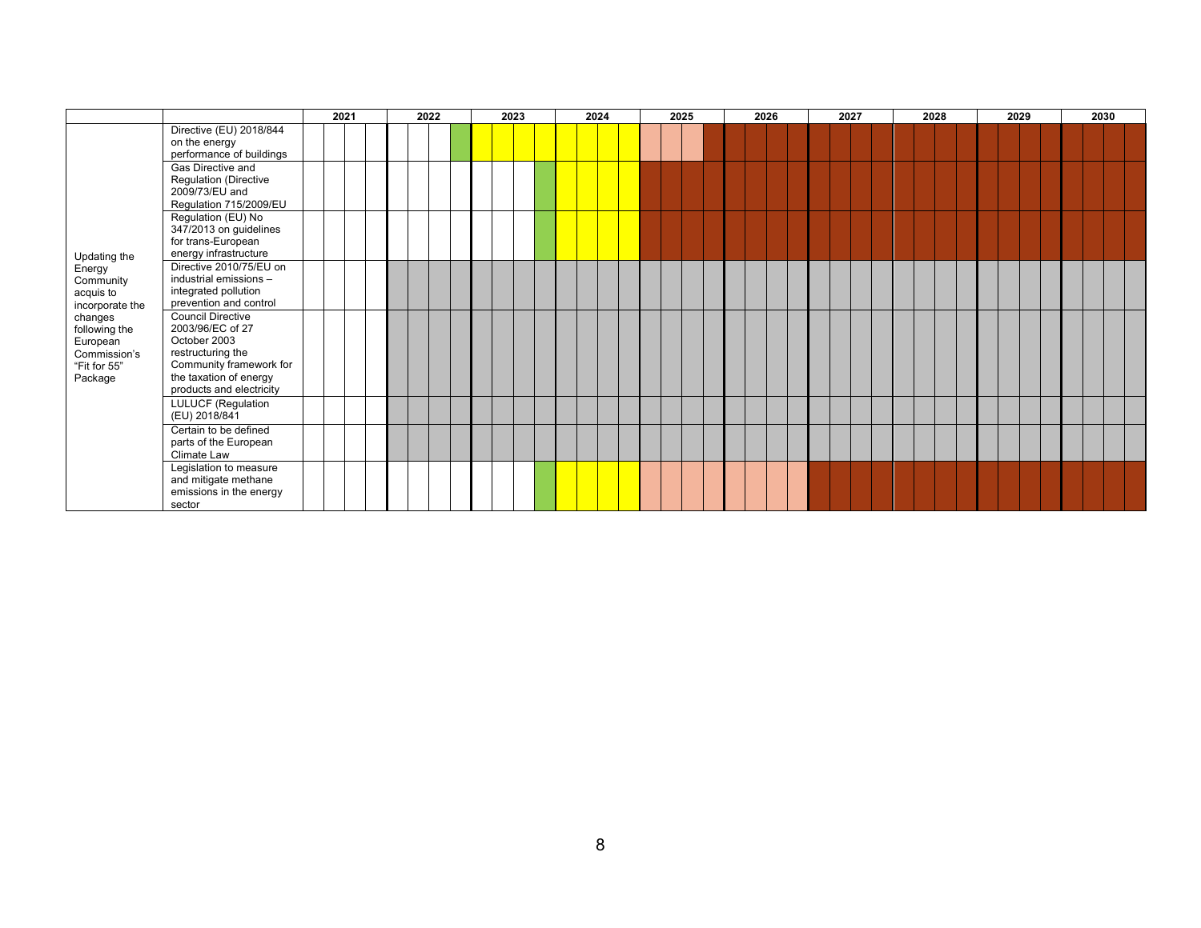| | | 2021 | 2022 | 2023 | 2024 | 2025 | 2026 | 2027 | 2028 | 2029 | 2030 |
|---|---|---|---|---|---|---|---|---|---|---|---|
| Updating the Energy Community acquis to incorporate the changes following the European Commission's "Fit for 55" Package | Directive (EU) 2018/844 on the energy performance of buildings | | | | | | | | | | |
| | Gas Directive and Regulation (Directive 2009/73/EU and Regulation 715/2009/EU | | | | | | | | | | |
| | Regulation (EU) No 347/2013 on guidelines for trans-European energy infrastructure | | | | | | | | | | |
| | Directive 2010/75/EU on industrial emissions – integrated pollution prevention and control | | | | | | | | | | |
| | Council Directive 2003/96/EC of 27 October 2003 restructuring the Community framework for the taxation of energy products and electricity | | | | | | | | | | |
| | LULUCF (Regulation (EU) 2018/841 | | | | | | | | | | |
| | Certain to be defined parts of the European Climate Law | | | | | | | | | | |
| | Legislation to measure and mitigate methane emissions in the energy sector | | | | | | | | | | |